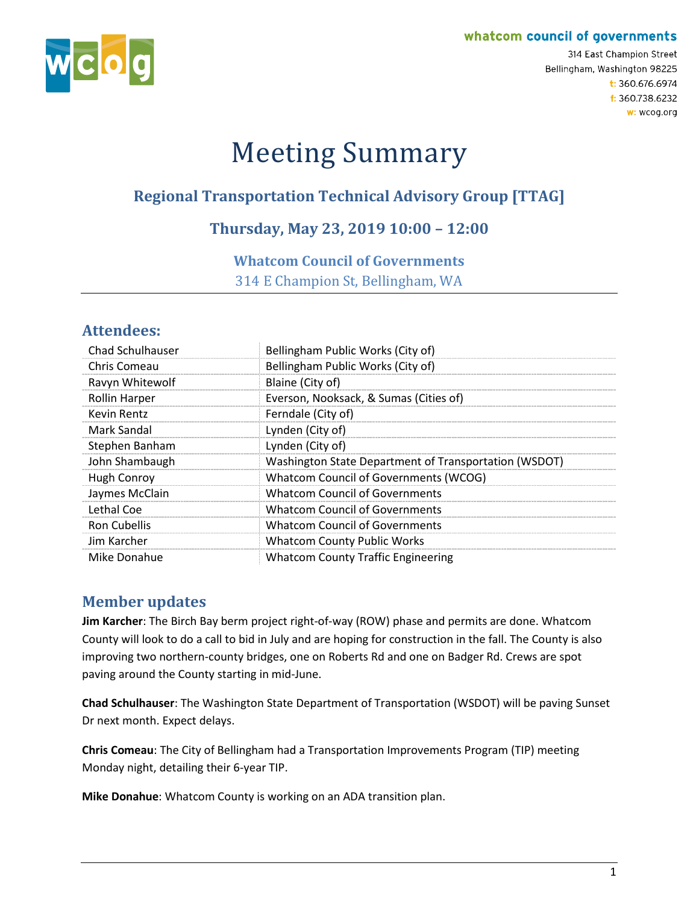whatcom council of governments

314 East Champion Street
Bellingham, Washington 98225
t: 360.676.6974
f: 360.738.6232
w: wcog.org

# Meeting Summary

## Regional Transportation Technical Advisory Group [TTAG]

### Thursday, May 23, 2019 10:00 – 12:00

**Whatcom Council of Governments**
314 E Champion St, Bellingham, WA

## Attendees:

| | |
|---|---|
| Chad Schulhauser | Bellingham Public Works (City of) |
| Chris Comeau | Bellingham Public Works (City of) |
| Ravyn Whitewolf | Blaine (City of) |
| Rollin Harper | Everson, Nooksack, & Sumas (Cities of) |
| Kevin Rentz | Ferndale (City of) |
| Mark Sandal | Lynden (City of) |
| Stephen Banham | Lynden (City of) |
| John Shambaugh | Washington State Department of Transportation (WSDOT) |
| Hugh Conroy | Whatcom Council of Governments (WCOG) |
| Jaymes McClain | Whatcom Council of Governments |
| Lethal Coe | Whatcom Council of Governments |
| Ron Cubellis | Whatcom Council of Governments |
| Jim Karcher | Whatcom County Public Works |
| Mike Donahue | Whatcom County Traffic Engineering |

## Member updates

**Jim Karcher**: The Birch Bay berm project right-of-way (ROW) phase and permits are done. Whatcom County will look to do a call to bid in July and are hoping for construction in the fall. The County is also improving two northern-county bridges, one on Roberts Rd and one on Badger Rd. Crews are spot paving around the County starting in mid-June.

**Chad Schulhauser**: The Washington State Department of Transportation (WSDOT) will be paving Sunset Dr next month. Expect delays.

**Chris Comeau**: The City of Bellingham had a Transportation Improvements Program (TIP) meeting Monday night, detailing their 6-year TIP.

**Mike Donahue**: Whatcom County is working on an ADA transition plan.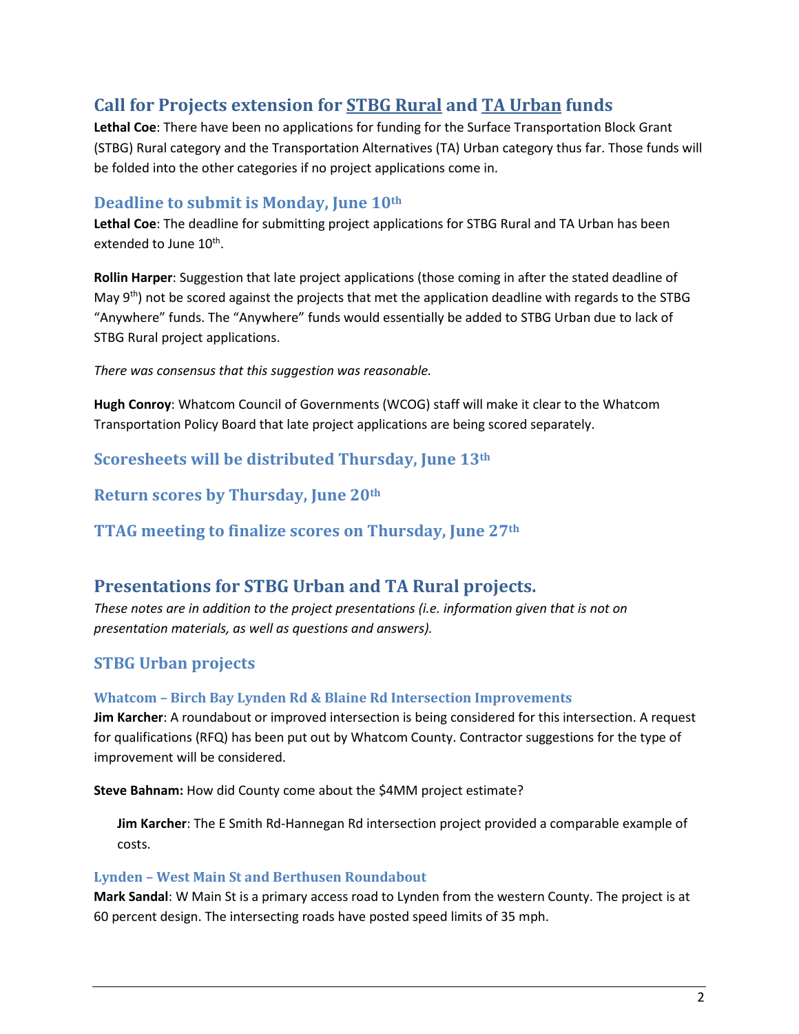## Call for Projects extension for STBG Rural and TA Urban funds

**Lethal Coe**: There have been no applications for funding for the Surface Transportation Block Grant (STBG) Rural category and the Transportation Alternatives (TA) Urban category thus far. Those funds will be folded into the other categories if no project applications come in.

### Deadline to submit is Monday, June 10th

**Lethal Coe**: The deadline for submitting project applications for STBG Rural and TA Urban has been extended to June 10th.

**Rollin Harper**: Suggestion that late project applications (those coming in after the stated deadline of May 9th) not be scored against the projects that met the application deadline with regards to the STBG "Anywhere" funds. The "Anywhere" funds would essentially be added to STBG Urban due to lack of STBG Rural project applications.

*There was consensus that this suggestion was reasonable.*

**Hugh Conroy**: Whatcom Council of Governments (WCOG) staff will make it clear to the Whatcom Transportation Policy Board that late project applications are being scored separately.

### Scoresheets will be distributed Thursday, June 13th

### Return scores by Thursday, June 20th

### TTAG meeting to finalize scores on Thursday, June 27th

## Presentations for STBG Urban and TA Rural projects.

*These notes are in addition to the project presentations (i.e. information given that is not on presentation materials, as well as questions and answers).*

### STBG Urban projects

#### Whatcom – Birch Bay Lynden Rd & Blaine Rd Intersection Improvements

**Jim Karcher**: A roundabout or improved intersection is being considered for this intersection. A request for qualifications (RFQ) has been put out by Whatcom County. Contractor suggestions for the type of improvement will be considered.

**Steve Bahnam:** How did County come about the $4MM project estimate?

> **Jim Karcher**: The E Smith Rd-Hannegan Rd intersection project provided a comparable example of costs.

#### Lynden – West Main St and Berthusen Roundabout

**Mark Sandal**: W Main St is a primary access road to Lynden from the western County. The project is at 60 percent design. The intersecting roads have posted speed limits of 35 mph.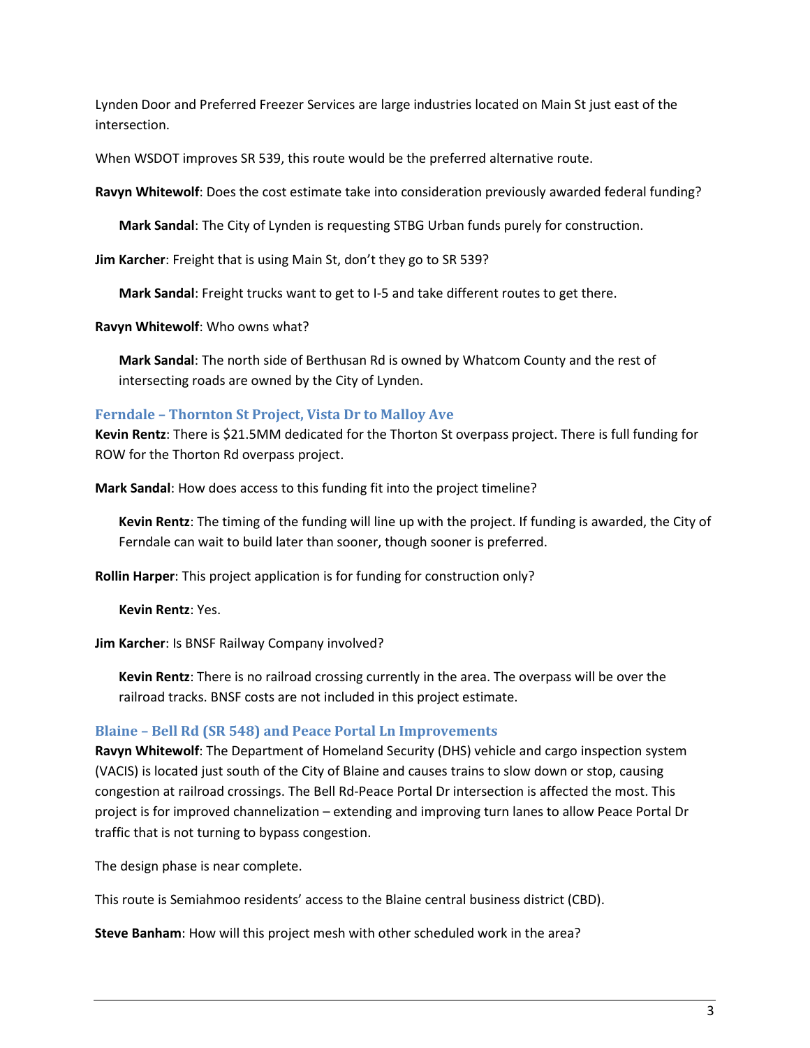Lynden Door and Preferred Freezer Services are large industries located on Main St just east of the intersection.

When WSDOT improves SR 539, this route would be the preferred alternative route.

**Ravyn Whitewolf**: Does the cost estimate take into consideration previously awarded federal funding?

> **Mark Sandal**: The City of Lynden is requesting STBG Urban funds purely for construction.

**Jim Karcher**: Freight that is using Main St, don't they go to SR 539?

> **Mark Sandal**: Freight trucks want to get to I-5 and take different routes to get there.

**Ravyn Whitewolf**: Who owns what?

> **Mark Sandal**: The north side of Berthusan Rd is owned by Whatcom County and the rest of intersecting roads are owned by the City of Lynden.

### Ferndale – Thornton St Project, Vista Dr to Malloy Ave

**Kevin Rentz**: There is $21.5MM dedicated for the Thorton St overpass project. There is full funding for ROW for the Thorton Rd overpass project.

**Mark Sandal**: How does access to this funding fit into the project timeline?

> **Kevin Rentz**: The timing of the funding will line up with the project. If funding is awarded, the City of Ferndale can wait to build later than sooner, though sooner is preferred.

**Rollin Harper**: This project application is for funding for construction only?

> **Kevin Rentz**: Yes.

**Jim Karcher**: Is BNSF Railway Company involved?

> **Kevin Rentz**: There is no railroad crossing currently in the area. The overpass will be over the railroad tracks. BNSF costs are not included in this project estimate.

### Blaine – Bell Rd (SR 548) and Peace Portal Ln Improvements

**Ravyn Whitewolf**: The Department of Homeland Security (DHS) vehicle and cargo inspection system (VACIS) is located just south of the City of Blaine and causes trains to slow down or stop, causing congestion at railroad crossings. The Bell Rd-Peace Portal Dr intersection is affected the most. This project is for improved channelization – extending and improving turn lanes to allow Peace Portal Dr traffic that is not turning to bypass congestion.

The design phase is near complete.

This route is Semiahmoo residents' access to the Blaine central business district (CBD).

**Steve Banham**: How will this project mesh with other scheduled work in the area?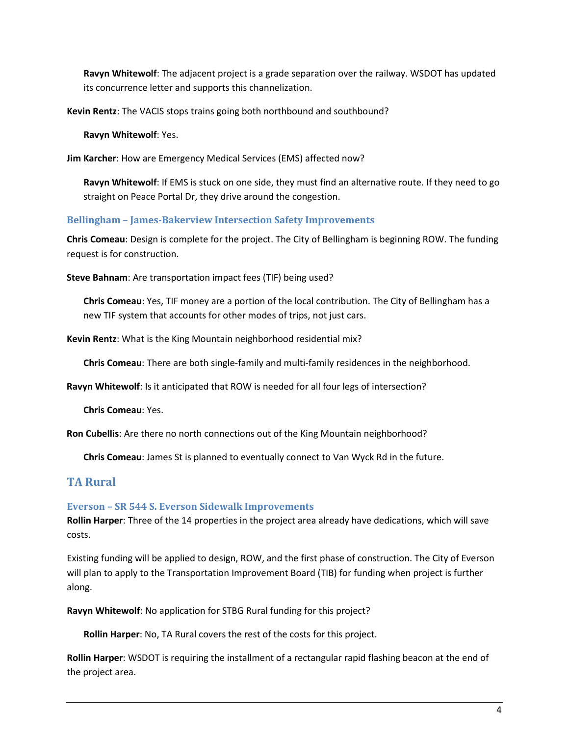**Ravyn Whitewolf**: The adjacent project is a grade separation over the railway. WSDOT has updated its concurrence letter and supports this channelization.

**Kevin Rentz**: The VACIS stops trains going both northbound and southbound?

**Ravyn Whitewolf**: Yes.

**Jim Karcher**: How are Emergency Medical Services (EMS) affected now?

**Ravyn Whitewolf**: If EMS is stuck on one side, they must find an alternative route. If they need to go straight on Peace Portal Dr, they drive around the congestion.

### Bellingham – James-Bakerview Intersection Safety Improvements

**Chris Comeau**: Design is complete for the project. The City of Bellingham is beginning ROW. The funding request is for construction.

**Steve Bahnam**: Are transportation impact fees (TIF) being used?

**Chris Comeau**: Yes, TIF money are a portion of the local contribution. The City of Bellingham has a new TIF system that accounts for other modes of trips, not just cars.

**Kevin Rentz**: What is the King Mountain neighborhood residential mix?

**Chris Comeau**: There are both single-family and multi-family residences in the neighborhood.

**Ravyn Whitewolf**: Is it anticipated that ROW is needed for all four legs of intersection?

**Chris Comeau**: Yes.

**Ron Cubellis**: Are there no north connections out of the King Mountain neighborhood?

**Chris Comeau**: James St is planned to eventually connect to Van Wyck Rd in the future.

## TA Rural

### Everson – SR 544 S. Everson Sidewalk Improvements

**Rollin Harper**: Three of the 14 properties in the project area already have dedications, which will save costs.

Existing funding will be applied to design, ROW, and the first phase of construction. The City of Everson will plan to apply to the Transportation Improvement Board (TIB) for funding when project is further along.

**Ravyn Whitewolf**: No application for STBG Rural funding for this project?

**Rollin Harper**: No, TA Rural covers the rest of the costs for this project.

**Rollin Harper**: WSDOT is requiring the installment of a rectangular rapid flashing beacon at the end of the project area.